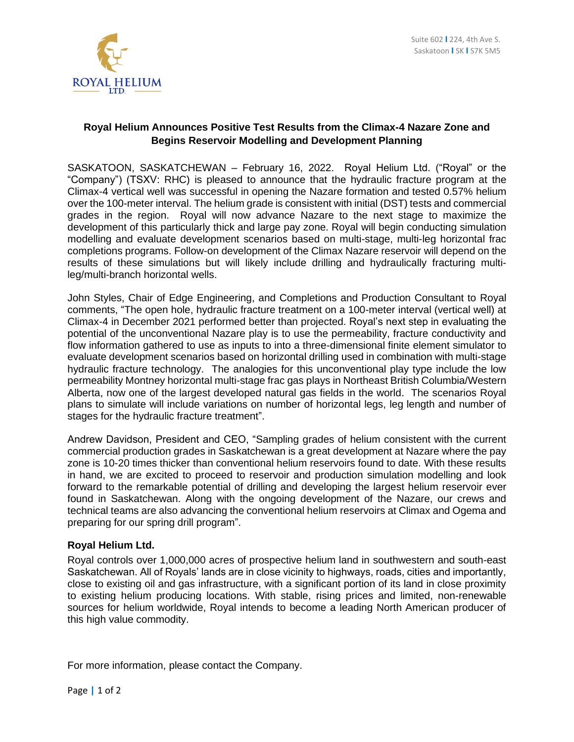Suite 602 | 224, 4th Ave S.
Saskatoon | SK | S7K 5M5

ROYAL HELIUM LTD.

## Royal Helium Announces Positive Test Results from the Climax-4 Nazare Zone and Begins Reservoir Modelling and Development Planning

SASKATOON, SASKATCHEWAN – February 16, 2022. Royal Helium Ltd. ("Royal" or the "Company") (TSXV: RHC) is pleased to announce that the hydraulic fracture program at the Climax-4 vertical well was successful in opening the Nazare formation and tested 0.57% helium over the 100-meter interval. The helium grade is consistent with initial (DST) tests and commercial grades in the region. Royal will now advance Nazare to the next stage to maximize the development of this particularly thick and large pay zone. Royal will begin conducting simulation modelling and evaluate development scenarios based on multi-stage, multi-leg horizontal frac completions programs. Follow-on development of the Climax Nazare reservoir will depend on the results of these simulations but will likely include drilling and hydraulically fracturing multi-leg/multi-branch horizontal wells.

John Styles, Chair of Edge Engineering, and Completions and Production Consultant to Royal comments, "The open hole, hydraulic fracture treatment on a 100-meter interval (vertical well) at Climax-4 in December 2021 performed better than projected. Royal's next step in evaluating the potential of the unconventional Nazare play is to use the permeability, fracture conductivity and flow information gathered to use as inputs to into a three-dimensional finite element simulator to evaluate development scenarios based on horizontal drilling used in combination with multi-stage hydraulic fracture technology. The analogies for this unconventional play type include the low permeability Montney horizontal multi-stage frac gas plays in Northeast British Columbia/Western Alberta, now one of the largest developed natural gas fields in the world. The scenarios Royal plans to simulate will include variations on number of horizontal legs, leg length and number of stages for the hydraulic fracture treatment".

Andrew Davidson, President and CEO, "Sampling grades of helium consistent with the current commercial production grades in Saskatchewan is a great development at Nazare where the pay zone is 10-20 times thicker than conventional helium reservoirs found to date. With these results in hand, we are excited to proceed to reservoir and production simulation modelling and look forward to the remarkable potential of drilling and developing the largest helium reservoir ever found in Saskatchewan. Along with the ongoing development of the Nazare, our crews and technical teams are also advancing the conventional helium reservoirs at Climax and Ogema and preparing for our spring drill program".

### Royal Helium Ltd.

Royal controls over 1,000,000 acres of prospective helium land in southwestern and south-east Saskatchewan. All of Royals' lands are in close vicinity to highways, roads, cities and importantly, close to existing oil and gas infrastructure, with a significant portion of its land in close proximity to existing helium producing locations. With stable, rising prices and limited, non-renewable sources for helium worldwide, Royal intends to become a leading North American producer of this high value commodity.

For more information, please contact the Company.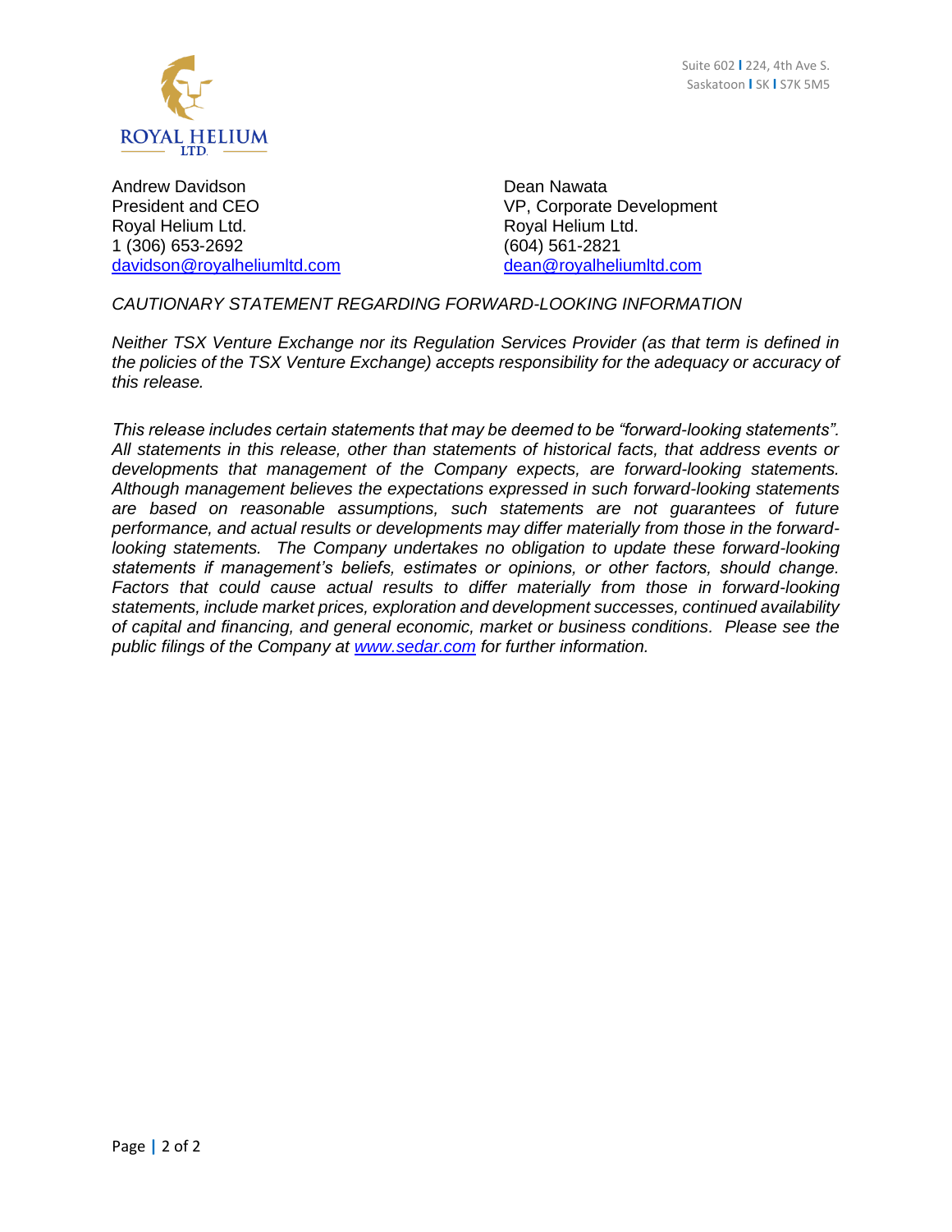Suite 602 | 224, 4th Ave S.
Saskatoon | SK | S7K 5M5

Andrew Davidson
President and CEO
Royal Helium Ltd.
1 (306) 653-2692
davidson@royalheliumltd.com

Dean Nawata
VP, Corporate Development
Royal Helium Ltd.
(604) 561-2821
dean@royalheliumltd.com

*CAUTIONARY STATEMENT REGARDING FORWARD-LOOKING INFORMATION*

*Neither TSX Venture Exchange nor its Regulation Services Provider (as that term is defined in the policies of the TSX Venture Exchange) accepts responsibility for the adequacy or accuracy of this release.*

*This release includes certain statements that may be deemed to be "forward-looking statements". All statements in this release, other than statements of historical facts, that address events or developments that management of the Company expects, are forward-looking statements. Although management believes the expectations expressed in such forward-looking statements are based on reasonable assumptions, such statements are not guarantees of future performance, and actual results or developments may differ materially from those in the forward-looking statements. The Company undertakes no obligation to update these forward-looking statements if management's beliefs, estimates or opinions, or other factors, should change. Factors that could cause actual results to differ materially from those in forward-looking statements, include market prices, exploration and development successes, continued availability of capital and financing, and general economic, market or business conditions. Please see the public filings of the Company at www.sedar.com for further information.*